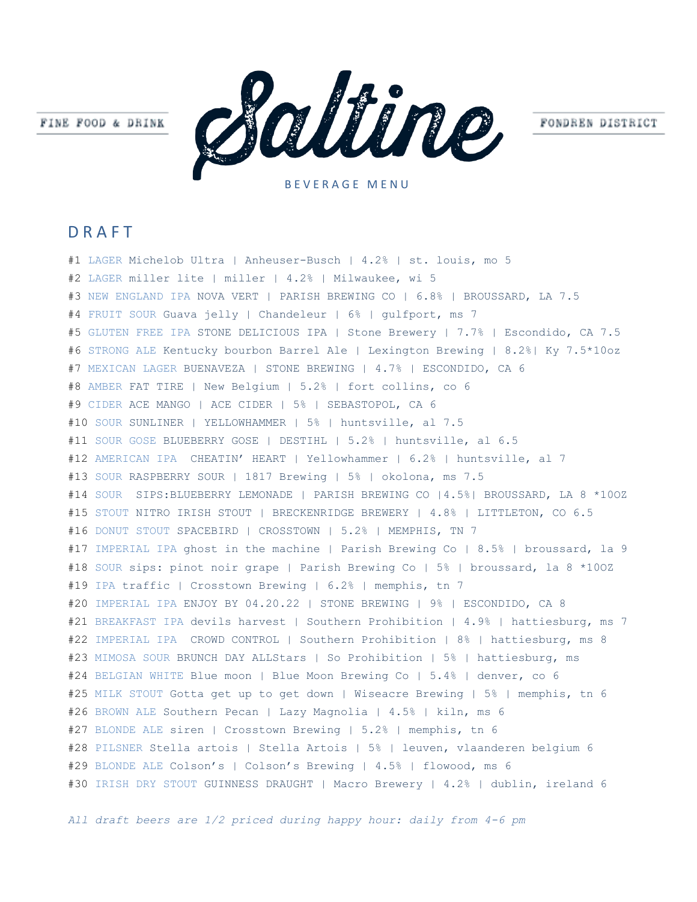FINE FOOD & DRINK

# Saltine

FONDREN DISTRICT

BEVERAGE MENU

## DRAFT

#1 LAGER Michelob Ultra | Anheuser-Busch | 4.2% | st. louis, mo 5
#2 LAGER miller lite | miller | 4.2% | Milwaukee, wi 5
#3 NEW ENGLAND IPA NOVA VERT | PARISH BREWING CO | 6.8% | BROUSSARD, LA 7.5
#4 FRUIT SOUR Guava jelly | Chandeleur | 6% | gulfport, ms 7
#5 GLUTEN FREE IPA STONE DELICIOUS IPA | Stone Brewery | 7.7% | Escondido, CA 7.5
#6 STRONG ALE Kentucky bourbon Barrel Ale | Lexington Brewing | 8.2%| Ky 7.5*10oz
#7 MEXICAN LAGER BUENAVEZA | STONE BREWING | 4.7% | ESCONDIDO, CA 6
#8 AMBER FAT TIRE | New Belgium | 5.2% | fort collins, co 6
#9 CIDER ACE MANGO | ACE CIDER | 5% | SEBASTOPOL, CA 6
#10 SOUR SUNLINER | YELLOWHAMMER | 5% | huntsville, al 7.5
#11 SOUR GOSE BLUEBERRY GOSE | DESTIHL | 5.2% | huntsville, al 6.5
#12 AMERICAN IPA CHEATIN' HEART | Yellowhammer | 6.2% | huntsville, al 7
#13 SOUR RASPBERRY SOUR | 1817 Brewing | 5% | okolona, ms 7.5
#14 SOUR SIPS:BLUEBERRY LEMONADE | PARISH BREWING CO |4.5%| BROUSSARD, LA 8 *10OZ
#15 STOUT NITRO IRISH STOUT | BRECKENRIDGE BREWERY | 4.8% | LITTLETON, CO 6.5
#16 DONUT STOUT SPACEBIRD | CROSSTOWN | 5.2% | MEMPHIS, TN 7
#17 IMPERIAL IPA ghost in the machine | Parish Brewing Co | 8.5% | broussard, la 9
#18 SOUR sips: pinot noir grape | Parish Brewing Co | 5% | broussard, la 8 *10OZ
#19 IPA traffic | Crosstown Brewing | 6.2% | memphis, tn 7
#20 IMPERIAL IPA ENJOY BY 04.20.22 | STONE BREWING | 9% | ESCONDIDO, CA 8
#21 BREAKFAST IPA devils harvest | Southern Prohibition | 4.9% | hattiesburg, ms 7
#22 IMPERIAL IPA CROWD CONTROL | Southern Prohibition | 8% | hattiesburg, ms 8
#23 MIMOSA SOUR BRUNCH DAY ALLStars | So Prohibition | 5% | hattiesburg, ms
#24 BELGIAN WHITE Blue moon | Blue Moon Brewing Co | 5.4% | denver, co 6
#25 MILK STOUT Gotta get up to get down | Wiseacre Brewing | 5% | memphis, tn 6
#26 BROWN ALE Southern Pecan | Lazy Magnolia | 4.5% | kiln, ms 6
#27 BLONDE ALE siren | Crosstown Brewing | 5.2% | memphis, tn 6
#28 PILSNER Stella artois | Stella Artois | 5% | leuven, vlaanderen belgium 6
#29 BLONDE ALE Colson's | Colson's Brewing | 4.5% | flowood, ms 6
#30 IRISH DRY STOUT GUINNESS DRAUGHT | Macro Brewery | 4.2% | dublin, ireland 6

*All draft beers are 1/2 priced during happy hour: daily from 4-6 pm*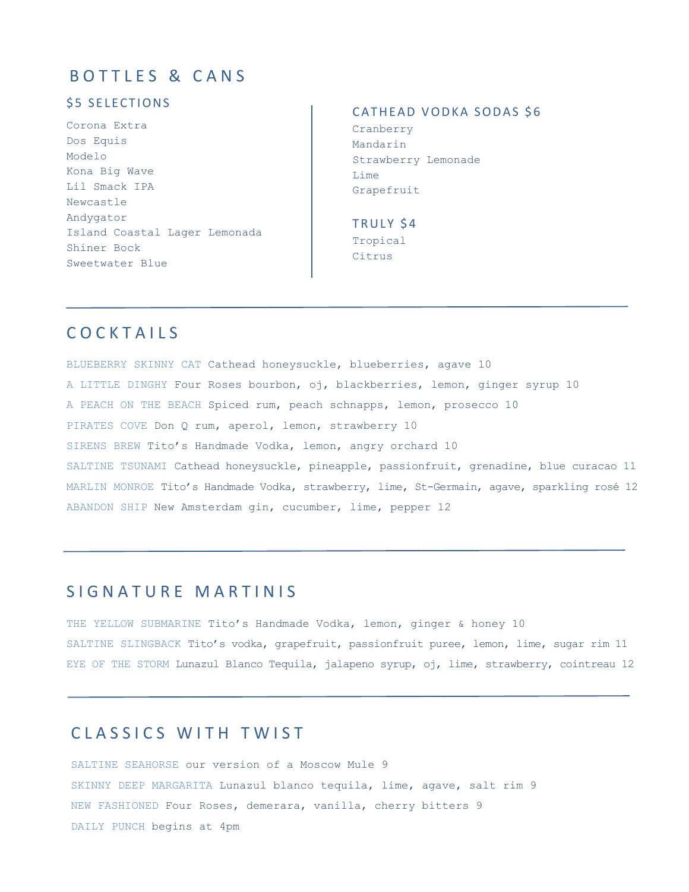# BOTTLES & CANS

## $5 SELECTIONS

Corona Extra
Dos Equis
Modelo
Kona Big Wave
Lil Smack IPA
Newcastle
Andygator
Island Coastal Lager Lemonada
Shiner Bock
Sweetwater Blue

## CATHEAD VODKA SODAS $6

Cranberry
Mandarin
Strawberry Lemonade
Lime
Grapefruit

## TRULY $4

Tropical
Citrus

---

# COCKTAILS

BLUEBERRY SKINNY CAT Cathead honeysuckle, blueberries, agave 10

A LITTLE DINGHY Four Roses bourbon, oj, blackberries, lemon, ginger syrup 10

A PEACH ON THE BEACH Spiced rum, peach schnapps, lemon, prosecco 10

PIRATES COVE Don Q rum, aperol, lemon, strawberry 10

SIRENS BREW Tito's Handmade Vodka, lemon, angry orchard 10

SALTINE TSUNAMI Cathead honeysuckle, pineapple, passionfruit, grenadine, blue curacao 11

MARLIN MONROE Tito's Handmade Vodka, strawberry, lime, St-Germain, agave, sparkling rosé 12

ABANDON SHIP New Amsterdam gin, cucumber, lime, pepper 12

---

# SIGNATURE MARTINIS

THE YELLOW SUBMARINE Tito's Handmade Vodka, lemon, ginger & honey 10

SALTINE SLINGBACK Tito's vodka, grapefruit, passionfruit puree, lemon, lime, sugar rim 11

EYE OF THE STORM Lunazul Blanco Tequila, jalapeno syrup, oj, lime, strawberry, cointreau 12

---

# CLASSICS WITH TWIST

SALTINE SEAHORSE our version of a Moscow Mule 9

SKINNY DEEP MARGARITA Lunazul blanco tequila, lime, agave, salt rim 9

NEW FASHIONED Four Roses, demerara, vanilla, cherry bitters 9

DAILY PUNCH begins at 4pm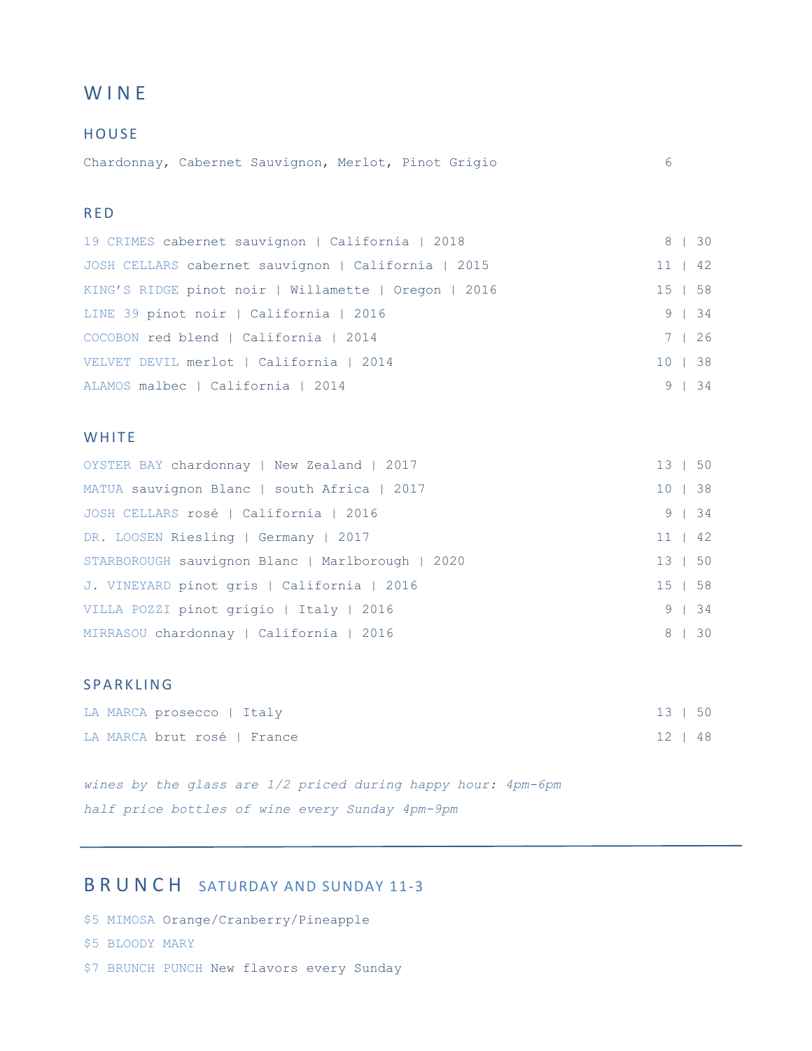# WINE

## HOUSE

| | |
|---|---|
| Chardonnay, Cabernet Sauvignon, Merlot, Pinot Grigio | 6 |

## RED

| | |
|---|---|
| 19 CRIMES cabernet sauvignon \| California \| 2018 | 8 \| 30 |
| JOSH CELLARS cabernet sauvignon \| California \| 2015 | 11 \| 42 |
| KING'S RIDGE pinot noir \| Willamette \| Oregon \| 2016 | 15 \| 58 |
| LINE 39 pinot noir \| California \| 2016 | 9 \| 34 |
| COCOBON red blend \| California \| 2014 | 7 \| 26 |
| VELVET DEVIL merlot \| California \| 2014 | 10 \| 38 |
| ALAMOS malbec \| California \| 2014 | 9 \| 34 |

## WHITE

| | |
|---|---|
| OYSTER BAY chardonnay \| New Zealand \| 2017 | 13 \| 50 |
| MATUA sauvignon Blanc \| south Africa \| 2017 | 10 \| 38 |
| JOSH CELLARS rosé \| California \| 2016 | 9 \| 34 |
| DR. LOOSEN Riesling \| Germany \| 2017 | 11 \| 42 |
| STARBOROUGH sauvignon Blanc \| Marlborough \| 2020 | 13 \| 50 |
| J. VINEYARD pinot gris \| California \| 2016 | 15 \| 58 |
| VILLA POZZI pinot grigio \| Italy \| 2016 | 9 \| 34 |
| MIRRASOU chardonnay \| California \| 2016 | 8 \| 30 |

## SPARKLING

| | |
|---|---|
| LA MARCA prosecco \| Italy | 13 \| 50 |
| LA MARCA brut rosé \| France | 12 \| 48 |

*wines by the glass are 1/2 priced during happy hour: 4pm-6pm*

*half price bottles of wine every Sunday 4pm-9pm*

---

# BRUNCH SATURDAY AND SUNDAY 11-3

$5 MIMOSA Orange/Cranberry/Pineapple

$5 BLOODY MARY

$7 BRUNCH PUNCH New flavors every Sunday